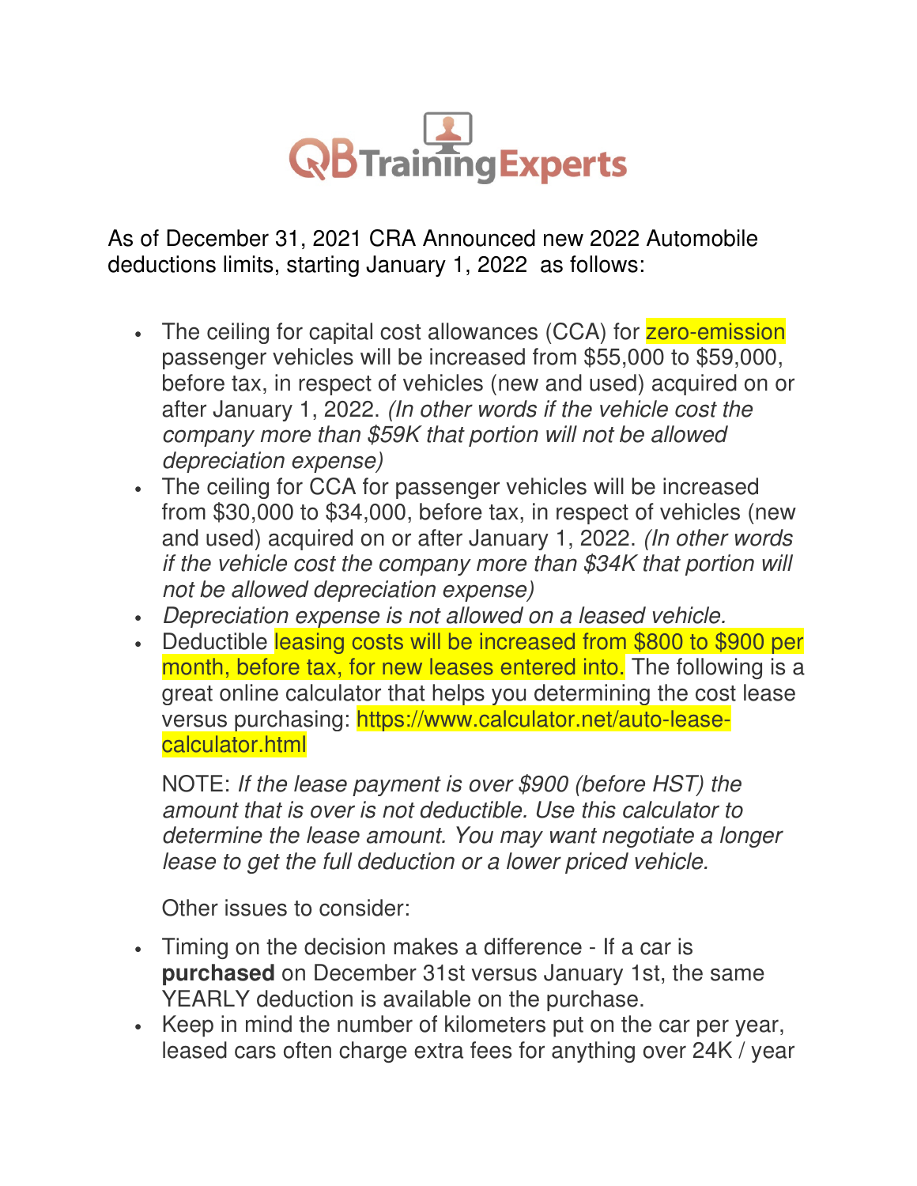QBTrainingExperts

As of December 31, 2021 CRA Announced new 2022 Automobile deductions limits, starting January 1, 2022 as follows:

- The ceiling for capital cost allowances (CCA) for zero-emission passenger vehicles will be increased from $55,000 to $59,000, before tax, in respect of vehicles (new and used) acquired on or after January 1, 2022. *(In other words if the vehicle cost the company more than $59K that portion will not be allowed depreciation expense)*
- The ceiling for CCA for passenger vehicles will be increased from $30,000 to $34,000, before tax, in respect of vehicles (new and used) acquired on or after January 1, 2022. *(In other words if the vehicle cost the company more than $34K that portion will not be allowed depreciation expense)*
- *Depreciation expense is not allowed on a leased vehicle.*
- Deductible leasing costs will be increased from $800 to $900 per month, before tax, for new leases entered into. The following is a great online calculator that helps you determining the cost lease versus purchasing: https://www.calculator.net/auto-lease-calculator.html

  NOTE: *If the lease payment is over $900 (before HST) the amount that is over is not deductible. Use this calculator to determine the lease amount. You may want negotiate a longer lease to get the full deduction or a lower priced vehicle.*

  Other issues to consider:

- Timing on the decision makes a difference - If a car is **purchased** on December 31st versus January 1st, the same YEARLY deduction is available on the purchase.
- Keep in mind the number of kilometers put on the car per year, leased cars often charge extra fees for anything over 24K / year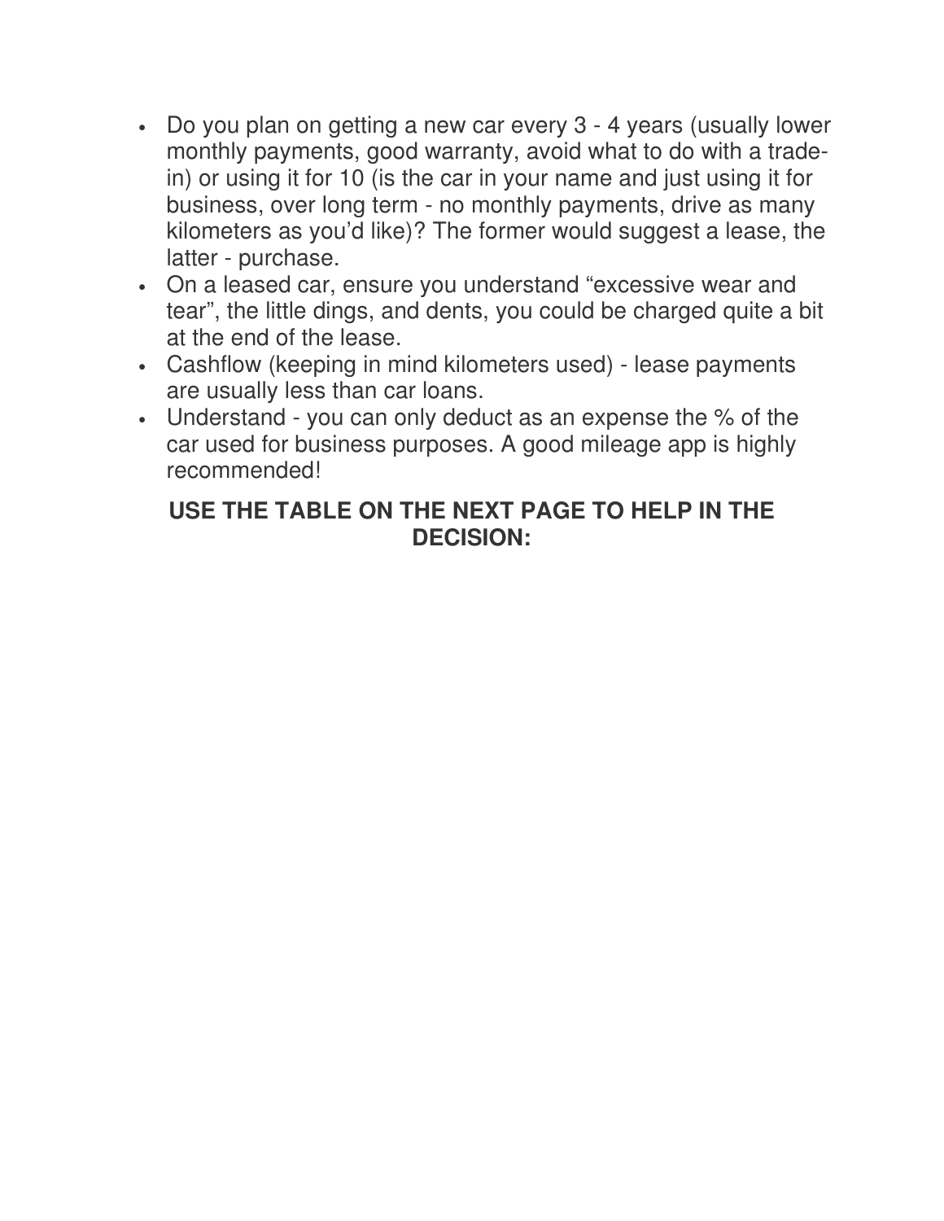- Do you plan on getting a new car every 3 - 4 years (usually lower monthly payments, good warranty, avoid what to do with a trade-in) or using it for 10 (is the car in your name and just using it for business, over long term - no monthly payments, drive as many kilometers as you'd like)? The former would suggest a lease, the latter - purchase.
- On a leased car, ensure you understand "excessive wear and tear", the little dings, and dents, you could be charged quite a bit at the end of the lease.
- Cashflow (keeping in mind kilometers used) - lease payments are usually less than car loans.
- Understand - you can only deduct as an expense the % of the car used for business purposes. A good mileage app is highly recommended!

**USE THE TABLE ON THE NEXT PAGE TO HELP IN THE DECISION:**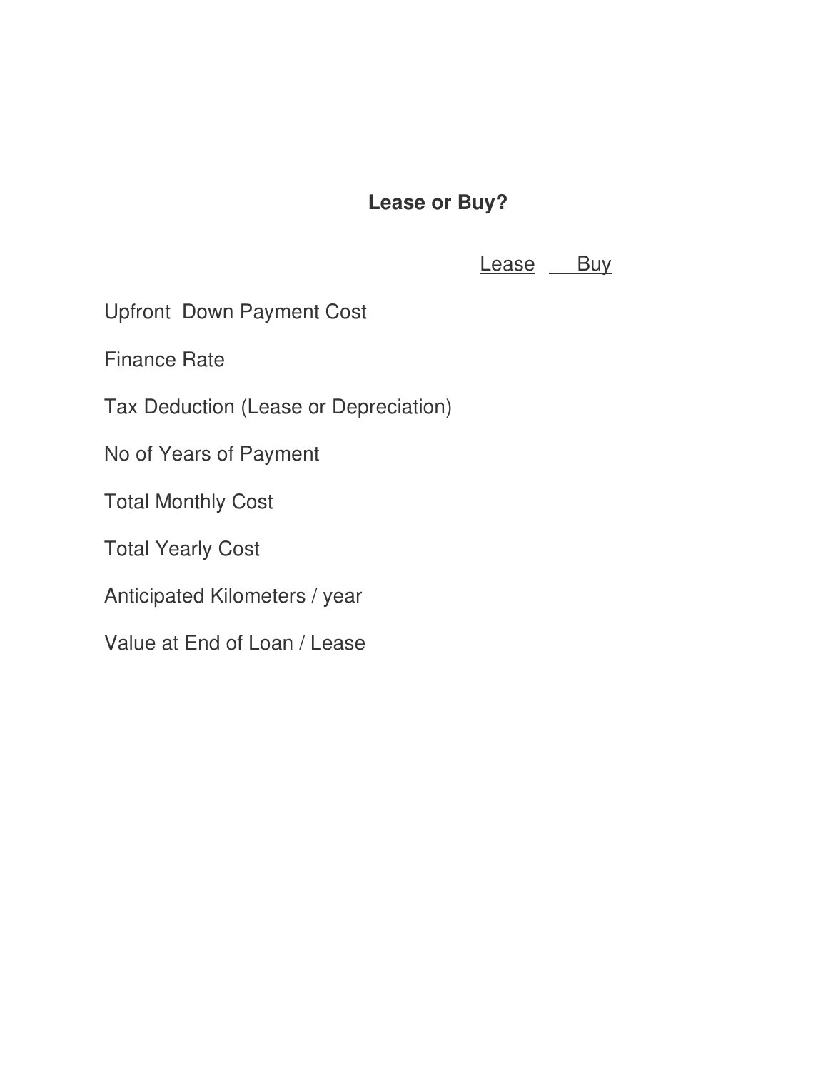# Lease or Buy?

| | Lease | Buy |
|---|---|---|
| Upfront Down Payment Cost | | |
| Finance Rate | | |
| Tax Deduction (Lease or Depreciation) | | |
| No of Years of Payment | | |
| Total Monthly Cost | | |
| Total Yearly Cost | | |
| Anticipated Kilometers / year | | |
| Value at End of Loan / Lease | | |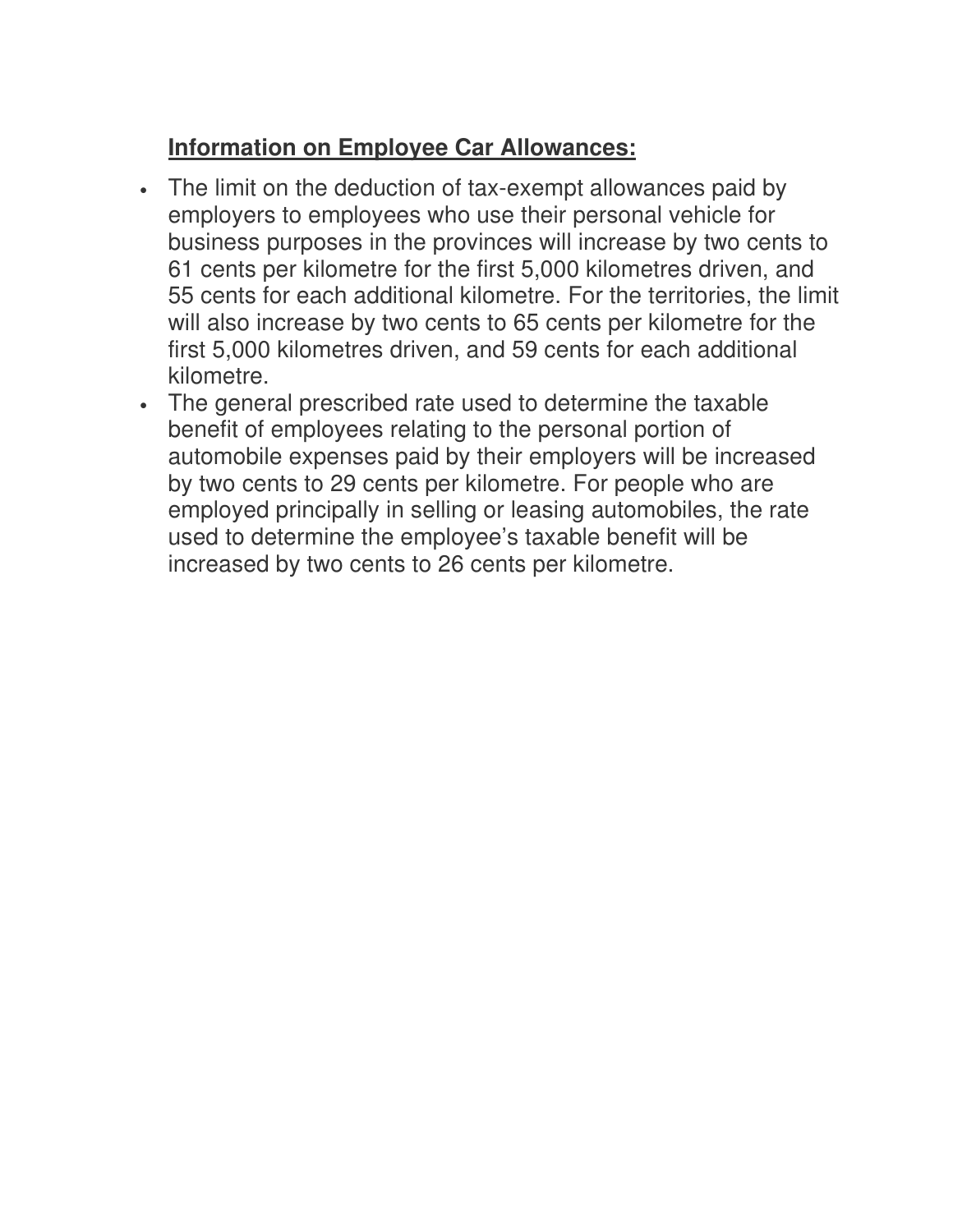**<u>Information on Employee Car Allowances:</u>**

- The limit on the deduction of tax-exempt allowances paid by employers to employees who use their personal vehicle for business purposes in the provinces will increase by two cents to 61 cents per kilometre for the first 5,000 kilometres driven, and 55 cents for each additional kilometre. For the territories, the limit will also increase by two cents to 65 cents per kilometre for the first 5,000 kilometres driven, and 59 cents for each additional kilometre.
- The general prescribed rate used to determine the taxable benefit of employees relating to the personal portion of automobile expenses paid by their employers will be increased by two cents to 29 cents per kilometre. For people who are employed principally in selling or leasing automobiles, the rate used to determine the employee's taxable benefit will be increased by two cents to 26 cents per kilometre.